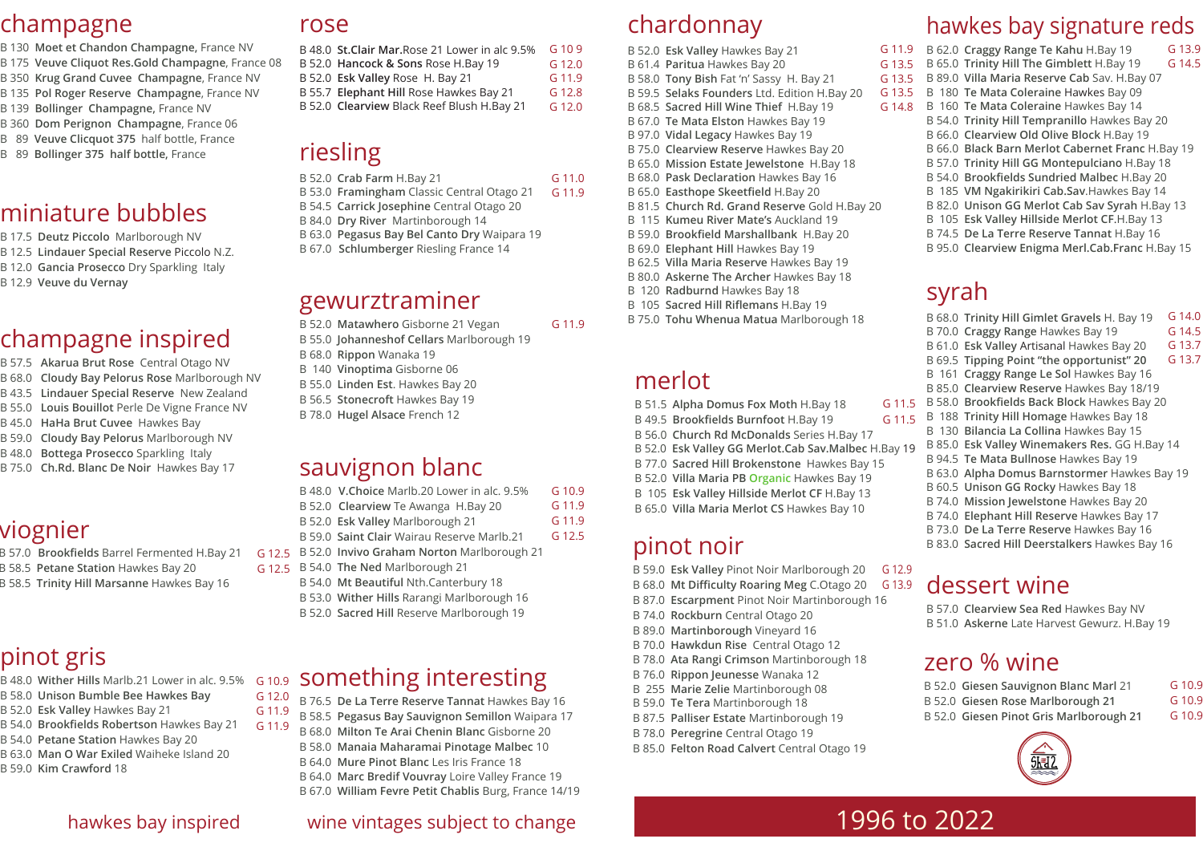## champagne

- B 130 **Moet et Chandon Champagne**, France NV
- B 175 **Veuve Cliquot Res.Gold Champagne**, France 08
- B 350 **Krug Grand Cuvee Champagne**, France NV
- B 135 **Pol Roger Reserve Champagne**, France NV
- B 139 **Bollinger Champagne**, France NV
- B 360 **Dom Perignon Champagne**, France 06
- B 89 **Veuve Clicquot 375** half bottle, France
- B 89 **Bollinger 375 half bottle**, France

## miniature bubbles

- B 17.5 **Deutz Piccolo** Marlborough NV
- B 12.5 **Lindauer Special Reserve** Piccolo N.Z.
- B 12.0 **Gancia Prosecco** Dry Sparkling Italy
- B 12.9 **Veuve du Vernay**

## champagne inspired

- B 57.5 **Akarua Brut Rose** Central Otago NV
- B 68.0 **Cloudy Bay Pelorus Rose** Marlborough NV
- B 43.5 **Lindauer Special Reserve** New Zealand
- B 55.0 **Louis Bouillot** Perle De Vigne France NV
- B 45.0 **HaHa Brut Cuvee** Hawkes Bay
- B 59.0 **Cloudy Bay Pelorus** Marlborough NV
- B 48.0 **Bottega Prosecco** Sparkling Italy
- B 75.0 **Ch.Rd. Blanc De Noir** Hawkes Bay 17

## viognier

- B 57.0 **Brookfields** Barrel Fermented H.Bay 21 — G 12.5
- B 58.5 **Petane Station** Hawkes Bay 20 — G 12.5
- B 58.5 **Trinity Hill Marsanne** Hawkes Bay 16

## pinot gris

- B 48.0 **Wither Hills** Marlb.21 Lower in alc. 9.5% — G 10.9
- B 58.0 **Unison Bumble Bee Hawkes Bay** — G 12.0
- B 52.0 **Esk Valley** Hawkes Bay 21 — G 11.9
- B 54.0 **Brookfields Robertson** Hawkes Bay 21 — G 11.9
- B 54.0 **Petane Station** Hawkes Bay 20
- B 63.0 **Man O War Exiled** Waiheke Island 20
- B 59.0 **Kim Crawford** 18

hawkes bay inspired

## rose

- B 48.0 **St.Clair Mar.**Rose 21 Lower in alc 9.5% — G 10 9
- B 52.0 **Hancock & Sons** Rose H.Bay 19 — G 12.0
- B 52.0 **Esk Valley** Rose H. Bay 21 — G 11.9
- B 55.7 **Elephant Hill** Rose Hawkes Bay 21 — G 12.8
- B 52.0 **Clearview** Black Reef Blush H.Bay 21 — G 12.0

## riesling

- B 52.0 **Crab Farm** H.Bay 21 — G 11.0
- B 53.0 **Framingham** Classic Central Otago 21 — G 11.9
- B 54.5 **Carrick Josephine** Central Otago 20
- B 84.0 **Dry River** Martinborough 14
- B 63.0 **Pegasus Bay Bel Canto Dry** Waipara 19
- B 67.0 **Schlumberger** Riesling France 14

## gewurztraminer

- B 52.0 **Matawhero** Gisborne 21 Vegan — G 11.9
- B 55.0 **Johanneshof Cellars** Marlborough 19
- B 68.0 **Rippon** Wanaka 19
- B 140 **Vinoptima** Gisborne 06
- B 55.0 **Linden Est.** Hawkes Bay 20
- B 56.5 **Stonecroft** Hawkes Bay 19
- B 78.0 **Hugel Alsace** French 12

## sauvignon blanc

- B 48.0 **V.Choice** Marlb.20 Lower in alc. 9.5% — G 10.9
- B 52.0 **Clearview** Te Awanga H.Bay 20 — G 11.9
- B 52.0 **Esk Valley** Marlborough 21 — G 11.9
- B 59.0 **Saint Clair** **Wairau Reserve** Marlb.21 — G 12.5
- B 52.0 **Invivo Graham Norton** Marlborough 21
- B 54.0 **The Ned** Marlborough 21
- B 54.0 **Mt Beautiful** Nth.Canterbury 18
- B 53.0 **Wither Hills** Rarangi Marlborough 16
- B 52.0 **Sacred Hill** Reserve Marlborough 19

## something interesting

- B 76.5 **De La Terre Reserve Tannat** Hawkes Bay 16
- B 58.5 **Pegasus Bay Sauvignon Semillon** Waipara 17
- B 68.0 **Milton Te Arai Chenin Blanc** Gisborne 20
- B 58.0 **Manaia Maharamai Pinotage Malbec** 10
- B 64.0 **Mure Pinot Blanc** Les Iris France 18
- B 64.0 **Marc Bredif Vouvray** Loire Valley France 19
- B 67.0 **William Fevre Petit Chablis** Burg, France 14/19

wine vintages subject to change

## chardonnay

- B 52.0 **Esk Valley** Hawkes Bay 21 — G 11.9
- B 61.4 **Paritua** Hawkes Bay 20 — G 13.5
- B 58.0 **Tony Bish** Fat 'n' Sassy H. Bay 21 — G 13.5
- B 59.5 **Selaks Founders** Ltd. Edition H.Bay 20 — G 13.5
- B 68.5 **Sacred Hill Wine Thief** H.Bay 19 — G 14.8
- B 67.0 **Te Mata Elston** Hawkes Bay 19
- B 97.0 **Vidal Legacy** Hawkes Bay 19
- B 75.0 **Clearview Reserve** Hawkes Bay 20
- B 65.0 **Mission Estate Jewelstone** H.Bay 18
- B 68.0 **Pask Declaration** Hawkes Bay 16
- B 65.0 **Easthope Skeetfield** H.Bay 20
- B 81.5 **Church Rd. Grand Reserve** Gold H.Bay 20
- B 115 **Kumeu River Mate's** Auckland 19
- B 59.0 **Brookfield Marshallbank** H.Bay 20
- B 69.0 **Elephant Hill** Hawkes Bay 19
- B 62.5 **Villa Maria Reserve** Hawkes Bay 19
- B 80.0 **Askerne The Archer** Hawkes Bay 18
- B 120 **Radburnd** Hawkes Bay 18
- B 105 **Sacred Hill Riflemans** H.Bay 19
- B 75.0 **Tohu Whenua Matua** Marlborough 18

## merlot

- B 51.5 **Alpha Domus Fox Moth** H.Bay 18 — G 11.5
- B 49.5 **Brookfields Burnfoot** H.Bay 19 — G 11.5
- B 56.0 **Church Rd McDonalds** Series H.Bay 17
- B 52.0 **Esk Valley GG Merlot.Cab Sav.Malbec** H.Bay 19
- B 77.0 **Sacred Hill Brokenstone** Hawkes Bay 15
- B 52.0 **Villa Maria PB Organic** Hawkes Bay 19
- B 105 **Esk Valley Hillside Merlot CF** H.Bay 13
- B 65.0 **Villa Maria Merlot CS** Hawkes Bay 10

## pinot noir

- B 59.0 **Esk Valley** Pinot Noir Marlborough 20 — G 12.9
- B 68.0 **Mt Difficulty Roaring Meg** C.Otago 20 — G 13.9
- B 87.0 **Escarpment** Pinot Noir Martinborough 16
- B 74.0 **Rockburn** Central Otago 20
- B 89.0 **Martinborough** Vineyard 16
- B 70.0 **Hawkdun Rise** Central Otago 12
- B 78.0 **Ata Rangi Crimson** Martinborough 18
- B 76.0 **Rippon Jeunesse** Wanaka 12
- B 255 **Marie Zelie** Martinborough 08
- B 59.0 **Te Tera** Martinborough 18
- B 87.5 **Palliser Estate** Martinborough 19
- B 78.0 **Peregrine** Central Otago 19
- B 85.0 **Felton Road Calvert** Central Otago 19

## hawkes bay signature reds

- B 62.0 **Craggy Range Te Kahu** H.Bay 19 — G 13.9
- B 65.0 **Trinity Hill The Gimblett** H.Bay 19 — G 14.5
- B 89.0 **Villa Maria Reserve Cab** Sav. H.Bay 07
- B 180 **Te Mata Coleraine** Hawkes Bay 09
- B 160 **Te Mata Coleraine** Hawkes Bay 14
- B 54.0 **Trinity Hill Tempranillo** Hawkes Bay 20
- B 66.0 **Clearview Old Olive Block** H.Bay 19
- B 66.0 **Black Barn Merlot Cabernet Franc** H.Bay 19
- B 57.0 **Trinity Hill GG Montepulciano** H.Bay 18
- B 54.0 **Brookfields Sundried Malbec** H.Bay 20
- B 185 **VM Ngakirikiri Cab.Sav.**Hawkes Bay 14
- B 82.0 **Unison GG Merlot Cab Sav Syrah** H.Bay 13
- B 105 **Esk Valley Hillside Merlot CF.**H.Bay 13
- B 74.5 **De La Terre Reserve Tannat** H.Bay 16
- B 95.0 **Clearview Enigma Merl.Cab.Franc** H.Bay 15

## syrah

- B 68.0 **Trinity Hill Gimlet Gravels** H. Bay 19 — G 14.0
- B 70.0 **Craggy Range** Hawkes Bay 19 — G 14.5
- B 61.0 **Esk Valley Artisanal** Hawkes Bay 20 — G 13.7
- B 69.5 **Tipping Point "the opportunist" 20** — G 13.7
- B 161 **Craggy Range Le Sol** Hawkes Bay 16
- B 85.0 **Clearview Reserve** Hawkes Bay 18/19
- B 58.0 **Brookfields Back Block** Hawkes Bay 20
- B 188 **Trinity Hill Homage** Hawkes Bay 18
- B 130 **Bilancia La Collina** Hawkes Bay 15
- B 85.0 **Esk Valley Winemakers Res.** GG H.Bay 14
- B 94.5 **Te Mata Bullnose** Hawkes Bay 19
- B 63.0 **Alpha Domus Barnstormer** Hawkes Bay 19
- B 60.5 **Unison GG Rocky** Hawkes Bay 18
- B 74.0 **Mission Jewelstone** Hawkes Bay 20
- B 74.0 **Elephant Hill Reserve** Hawkes Bay 17
- B 73.0 **De La Terre Reserve** Hawkes Bay 16
- B 83.0 **Sacred Hill Deerstalkers** Hawkes Bay 16

## dessert wine

- B 57.0 **Clearview Sea Red** Hawkes Bay NV
- B 51.0 **Askerne** Late Harvest Gewurz. H.Bay 19

## zero % wine

- B 52.0 **Giesen Sauvignon Blanc Marl 21** — G 10.9
- B 52.0 **Giesen Rose Marlborough 21** — G 10.9
- B 52.0 **Giesen Pinot Gris Marlborough 21** — G 10.9

1996 to 2022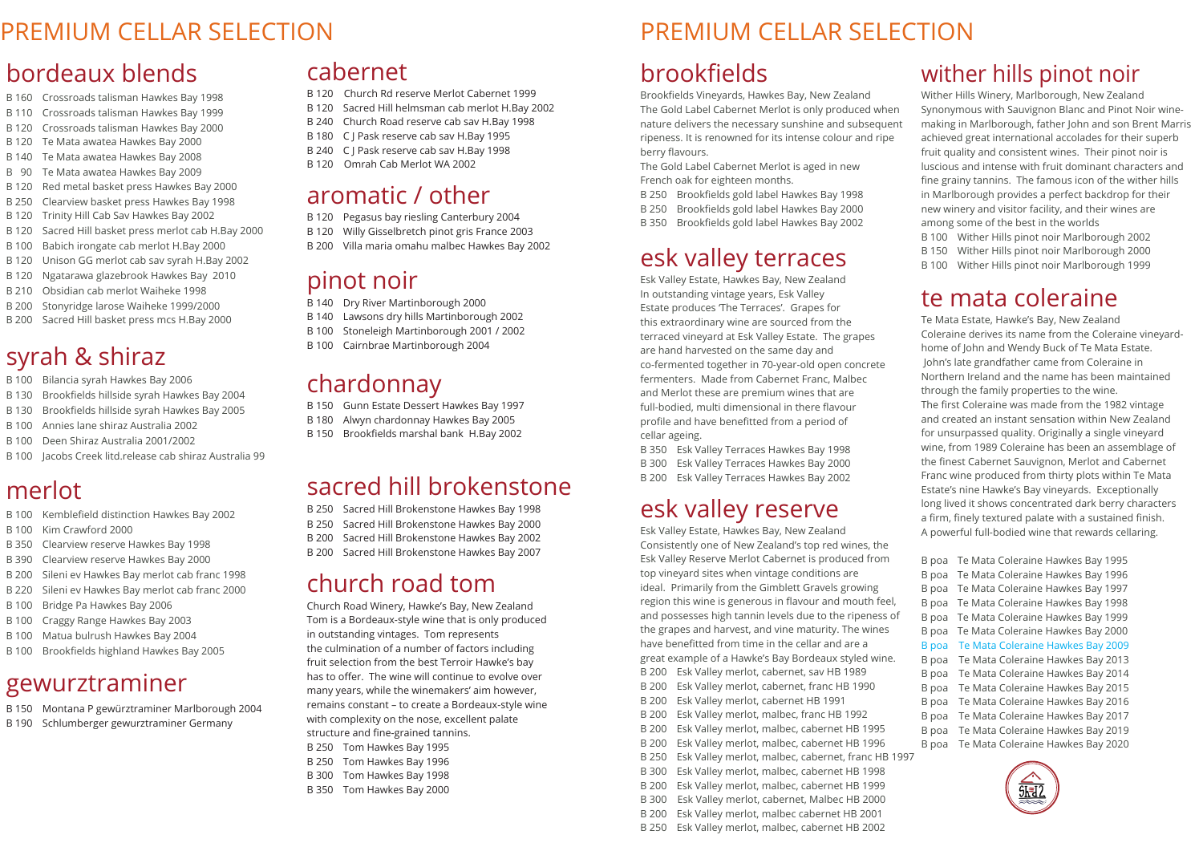# PREMIUM CELLAR SELECTION

## bordeaux blends

B 160 Crossroads talisman Hawkes Bay 1998
B 110 Crossroads talisman Hawkes Bay 1999
B 120 Crossroads talisman Hawkes Bay 2000
B 120 Te Mata awatea Hawkes Bay 2000
B 140 Te Mata awatea Hawkes Bay 2008
B 90 Te Mata awatea Hawkes Bay 2009
B 120 Red metal basket press Hawkes Bay 2000
B 250 Clearview basket press Hawkes Bay 1998
B 120 Trinity Hill Cab Sav Hawkes Bay 2002
B 120 Sacred Hill basket press merlot cab H.Bay 2000
B 100 Babich irongate cab merlot H.Bay 2000
B 120 Unison GG merlot cab sav syrah H.Bay 2002
B 120 Ngatarawa glazebrook Hawkes Bay 2010
B 210 Obsidian cab merlot Waiheke 1998
B 200 Stonyridge larose Waiheke 1999/2000
B 200 Sacred Hill basket press mcs H.Bay 2000

## syrah & shiraz

B 100 Bilancia syrah Hawkes Bay 2006
B 130 Brookfields hillside syrah Hawkes Bay 2004
B 130 Brookfields hillside syrah Hawkes Bay 2005
B 100 Annies lane shiraz Australia 2002
B 100 Deen Shiraz Australia 2001/2002
B 100 Jacobs Creek ltd.release cab shiraz Australia 99

## merlot

B 100 Kemblefield distinction Hawkes Bay 2002
B 100 Kim Crawford 2000
B 350 Clearview reserve Hawkes Bay 1998
B 390 Clearview reserve Hawkes Bay 2000
B 200 Sileni ev Hawkes Bay merlot cab franc 1998
B 220 Sileni ev Hawkes Bay merlot cab franc 2000
B 100 Bridge Pa Hawkes Bay 2006
B 100 Craggy Range Hawkes Bay 2003
B 100 Matua bulrush Hawkes Bay 2004
B 100 Brookfields highland Hawkes Bay 2005

## gewurztraminer

B 150 Montana P gewürztraminer Marlborough 2004
B 190 Schlumberger gewurztraminer Germany

## cabernet

B 120 Church Rd reserve Merlot Cabernet 1999
B 120 Sacred Hill helmsman cab merlot H.Bay 2002
B 240 Church Road reserve cab sav H.Bay 1998
B 180 C J Pask reserve cab sav H.Bay 1995
B 240 C J Pask reserve cab sav H.Bay 1998
B 120 Omrah Cab Merlot WA 2002

## aromatic / other

B 120 Pegasus bay riesling Canterbury 2004
B 120 Willy Gisselbretch pinot gris France 2003
B 200 Villa maria omahu malbec Hawkes Bay 2002

## pinot noir

B 140 Dry River Martinborough 2000
B 140 Lawsons dry hills Martinborough 2002
B 100 Stoneleigh Martinborough 2001 / 2002
B 100 Cairnbrae Martinborough 2004

## chardonnay

B 150 Gunn Estate Dessert Hawkes Bay 1997
B 180 Alwyn chardonnay Hawkes Bay 2005
B 150 Brookfields marshal bank H.Bay 2002

## sacred hill brokenstone

B 250 Sacred Hill Brokenstone Hawkes Bay 1998
B 250 Sacred Hill Brokenstone Hawkes Bay 2000
B 200 Sacred Hill Brokenstone Hawkes Bay 2002
B 200 Sacred Hill Brokenstone Hawkes Bay 2007

## church road tom

Church Road Winery, Hawke's Bay, New Zealand
Tom is a Bordeaux-style wine that is only produced in outstanding vintages. Tom represents the culmination of a number of factors including fruit selection from the best Terroir Hawke's bay has to offer. The wine will continue to evolve over many years, while the winemakers' aim however, remains constant – to create a Bordeaux-style wine with complexity on the nose, excellent palate structure and fine-grained tannins.

B 250 Tom Hawkes Bay 1995
B 250 Tom Hawkes Bay 1996
B 300 Tom Hawkes Bay 1998
B 350 Tom Hawkes Bay 2000

# PREMIUM CELLAR SELECTION

## brookfields

Brookfields Vineyards, Hawkes Bay, New Zealand
The Gold Label Cabernet Merlot is only produced when nature delivers the necessary sunshine and subsequent ripeness. It is renowned for its intense colour and ripe berry flavours.
The Gold Label Cabernet Merlot is aged in new French oak for eighteen months.

B 250 Brookfields gold label Hawkes Bay 1998
B 250 Brookfields gold label Hawkes Bay 2000
B 350 Brookfields gold label Hawkes Bay 2002

## esk valley terraces

Esk Valley Estate, Hawkes Bay, New Zealand
In outstanding vintage years, Esk Valley Estate produces 'The Terraces'. Grapes for this extraordinary wine are sourced from the terraced vineyard at Esk Valley Estate. The grapes are hand harvested on the same day and co-fermented together in 70-year-old open concrete fermenters. Made from Cabernet Franc, Malbec and Merlot these are premium wines that are full-bodied, multi dimensional in there flavour profile and have benefitted from a period of cellar ageing.

B 350 Esk Valley Terraces Hawkes Bay 1998
B 300 Esk Valley Terraces Hawkes Bay 2000
B 200 Esk Valley Terraces Hawkes Bay 2002

## esk valley reserve

Esk Valley Estate, Hawkes Bay, New Zealand
Consistently one of New Zealand's top red wines, the Esk Valley Reserve Merlot Cabernet is produced from top vineyard sites when vintage conditions are ideal. Primarily from the Gimblett Gravels growing region this wine is generous in flavour and mouth feel, and possesses high tannin levels due to the ripeness of the grapes and harvest, and vine maturity. The wines have benefitted from time in the cellar and are a great example of a Hawke's Bay Bordeaux styled wine.

B 200 Esk Valley merlot, cabernet, sav HB 1989
B 200 Esk Valley merlot, cabernet, franc HB 1990
B 200 Esk Valley merlot, cabernet HB 1991
B 200 Esk Valley merlot, malbec, franc HB 1992
B 200 Esk Valley merlot, malbec, cabernet HB 1995
B 200 Esk Valley merlot, malbec, cabernet HB 1996
B 250 Esk Valley merlot, malbec, cabernet, franc HB 1997
B 300 Esk Valley merlot, malbec, cabernet HB 1998
B 200 Esk Valley merlot, malbec, cabernet HB 1999
B 300 Esk Valley merlot, cabernet, Malbec HB 2000
B 200 Esk Valley merlot, malbec cabernet HB 2001
B 250 Esk Valley merlot, malbec, cabernet HB 2002

## wither hills pinot noir

Wither Hills Winery, Marlborough, New Zealand
Synonymous with Sauvignon Blanc and Pinot Noir wine-making in Marlborough, father John and son Brent Marris achieved great international accolades for their superb fruit quality and consistent wines. Their pinot noir is luscious and intense with fruit dominant characters and fine grainy tannins. The famous icon of the wither hills in Marlborough provides a perfect backdrop for their new winery and visitor facility, and their wines are among some of the best in the worlds

B 100 Wither Hills pinot noir Marlborough 2002
B 150 Wither Hills pinot noir Marlborough 2000
B 100 Wither Hills pinot noir Marlborough 1999

## te mata coleraine

Te Mata Estate, Hawke's Bay, New Zealand
Coleraine derives its name from the Coleraine vineyard-home of John and Wendy Buck of Te Mata Estate. John's late grandfather came from Coleraine in Northern Ireland and the name has been maintained through the family properties to the wine.
The first Coleraine was made from the 1982 vintage and created an instant sensation within New Zealand for unsurpassed quality. Originally a single vineyard wine, from 1989 Coleraine has been an assemblage of the finest Cabernet Sauvignon, Merlot and Cabernet Franc wine produced from thirty plots within Te Mata Estate's nine Hawke's Bay vineyards. Exceptionally long lived it shows concentrated dark berry characters a firm, finely textured palate with a sustained finish. A powerful full-bodied wine that rewards cellaring.

B poa Te Mata Coleraine Hawkes Bay 1995
B poa Te Mata Coleraine Hawkes Bay 1996
B poa Te Mata Coleraine Hawkes Bay 1997
B poa Te Mata Coleraine Hawkes Bay 1998
B poa Te Mata Coleraine Hawkes Bay 1999
B poa Te Mata Coleraine Hawkes Bay 2000
B poa Te Mata Coleraine Hawkes Bay 2009
B poa Te Mata Coleraine Hawkes Bay 2013
B poa Te Mata Coleraine Hawkes Bay 2014
B poa Te Mata Coleraine Hawkes Bay 2015
B poa Te Mata Coleraine Hawkes Bay 2016
B poa Te Mata Coleraine Hawkes Bay 2017
B poa Te Mata Coleraine Hawkes Bay 2019
B poa Te Mata Coleraine Hawkes Bay 2020